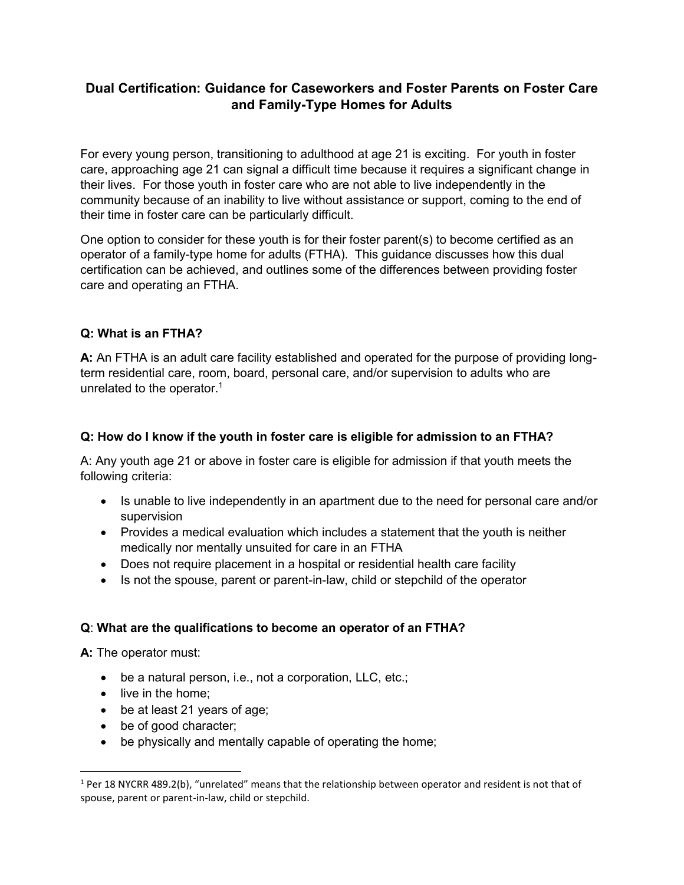# Dual Certification: Guidance for Caseworkers and Foster Parents on Foster Care and Family-Type Homes for Adults

For every young person, transitioning to adulthood at age 21 is exciting. For youth in foster care, approaching age 21 can signal a difficult time because it requires a significant change in their lives. For those youth in foster care who are not able to live independently in the community because of an inability to live without assistance or support, coming to the end of their time in foster care can be particularly difficult.

One option to consider for these youth is for their foster parent(s) to become certified as an operator of a family-type home for adults (FTHA). This guidance discusses how this dual certification can be achieved, and outlines some of the differences between providing foster care and operating an FTHA.

**Q: What is an FTHA?**

**A:** An FTHA is an adult care facility established and operated for the purpose of providing long-term residential care, room, board, personal care, and/or supervision to adults who are unrelated to the operator.[1]

**Q: How do I know if the youth in foster care is eligible for admission to an FTHA?**

A: Any youth age 21 or above in foster care is eligible for admission if that youth meets the following criteria:

- Is unable to live independently in an apartment due to the need for personal care and/or supervision
- Provides a medical evaluation which includes a statement that the youth is neither medically nor mentally unsuited for care in an FTHA
- Does not require placement in a hospital or residential health care facility
- Is not the spouse, parent or parent-in-law, child or stepchild of the operator

**Q**: **What are the qualifications to become an operator of an FTHA?**

**A:** The operator must:

- be a natural person, i.e., not a corporation, LLC, etc.;
- live in the home;
- be at least 21 years of age;
- be of good character;
- be physically and mentally capable of operating the home;

[1] Per 18 NYCRR 489.2(b), "unrelated" means that the relationship between operator and resident is not that of spouse, parent or parent-in-law, child or stepchild.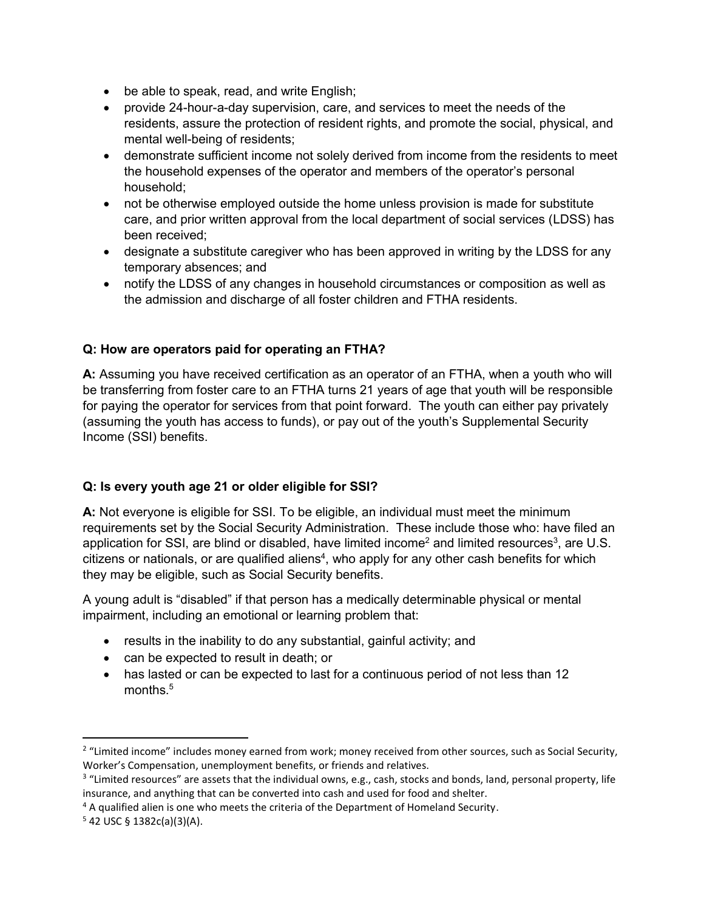- be able to speak, read, and write English;
- provide 24-hour-a-day supervision, care, and services to meet the needs of the residents, assure the protection of resident rights, and promote the social, physical, and mental well-being of residents;
- demonstrate sufficient income not solely derived from income from the residents to meet the household expenses of the operator and members of the operator's personal household;
- not be otherwise employed outside the home unless provision is made for substitute care, and prior written approval from the local department of social services (LDSS) has been received;
- designate a substitute caregiver who has been approved in writing by the LDSS for any temporary absences; and
- notify the LDSS of any changes in household circumstances or composition as well as the admission and discharge of all foster children and FTHA residents.

**Q: How are operators paid for operating an FTHA?**

**A:** Assuming you have received certification as an operator of an FTHA, when a youth who will be transferring from foster care to an FTHA turns 21 years of age that youth will be responsible for paying the operator for services from that point forward. The youth can either pay privately (assuming the youth has access to funds), or pay out of the youth's Supplemental Security Income (SSI) benefits.

**Q: Is every youth age 21 or older eligible for SSI?**

**A:** Not everyone is eligible for SSI. To be eligible, an individual must meet the minimum requirements set by the Social Security Administration. These include those who: have filed an application for SSI, are blind or disabled, have limited income[2] and limited resources[3], are U.S. citizens or nationals, or are qualified aliens[4], who apply for any other cash benefits for which they may be eligible, such as Social Security benefits.

A young adult is "disabled" if that person has a medically determinable physical or mental impairment, including an emotional or learning problem that:

- results in the inability to do any substantial, gainful activity; and
- can be expected to result in death; or
- has lasted or can be expected to last for a continuous period of not less than 12 months.[5]

---

[2] "Limited income" includes money earned from work; money received from other sources, such as Social Security, Worker's Compensation, unemployment benefits, or friends and relatives.

[3] "Limited resources" are assets that the individual owns, e.g., cash, stocks and bonds, land, personal property, life insurance, and anything that can be converted into cash and used for food and shelter.

[4] A qualified alien is one who meets the criteria of the Department of Homeland Security.

[5] 42 USC § 1382c(a)(3)(A).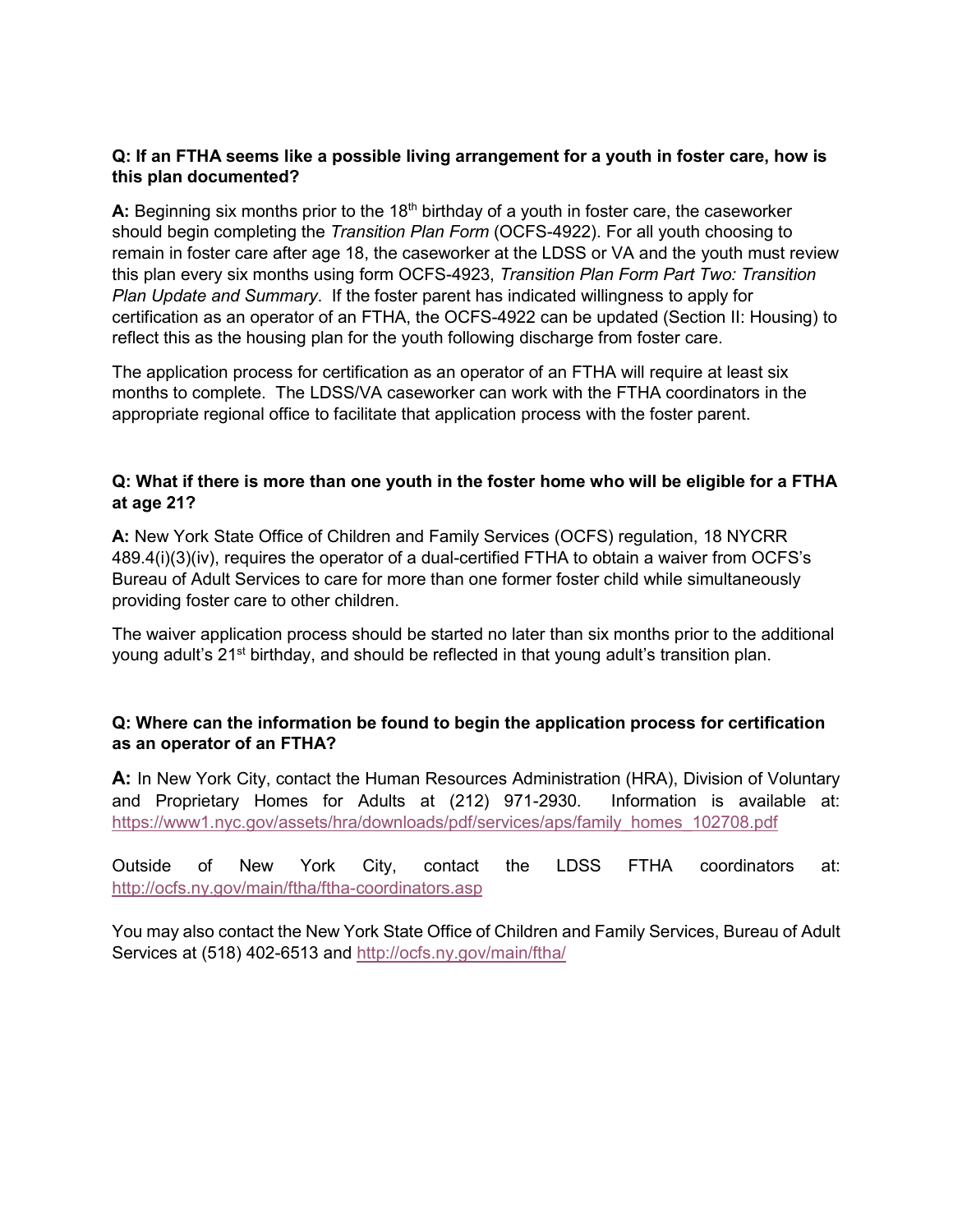**Q: If an FTHA seems like a possible living arrangement for a youth in foster care, how is this plan documented?**

**A:** Beginning six months prior to the 18th birthday of a youth in foster care, the caseworker should begin completing the *Transition Plan Form* (OCFS-4922). For all youth choosing to remain in foster care after age 18, the caseworker at the LDSS or VA and the youth must review this plan every six months using form OCFS-4923, *Transition Plan Form Part Two: Transition Plan Update and Summary*. If the foster parent has indicated willingness to apply for certification as an operator of an FTHA, the OCFS-4922 can be updated (Section II: Housing) to reflect this as the housing plan for the youth following discharge from foster care.

The application process for certification as an operator of an FTHA will require at least six months to complete. The LDSS/VA caseworker can work with the FTHA coordinators in the appropriate regional office to facilitate that application process with the foster parent.

**Q: What if there is more than one youth in the foster home who will be eligible for a FTHA at age 21?**

**A:** New York State Office of Children and Family Services (OCFS) regulation, 18 NYCRR 489.4(i)(3)(iv), requires the operator of a dual-certified FTHA to obtain a waiver from OCFS's Bureau of Adult Services to care for more than one former foster child while simultaneously providing foster care to other children.

The waiver application process should be started no later than six months prior to the additional young adult's 21st birthday, and should be reflected in that young adult's transition plan.

**Q: Where can the information be found to begin the application process for certification as an operator of an FTHA?**

**A:** In New York City, contact the Human Resources Administration (HRA), Division of Voluntary and Proprietary Homes for Adults at (212) 971-2930. Information is available at: https://www1.nyc.gov/assets/hra/downloads/pdf/services/aps/family_homes_102708.pdf

Outside of New York City, contact the LDSS FTHA coordinators at: http://ocfs.ny.gov/main/ftha/ftha-coordinators.asp

You may also contact the New York State Office of Children and Family Services, Bureau of Adult Services at (518) 402-6513 and http://ocfs.ny.gov/main/ftha/